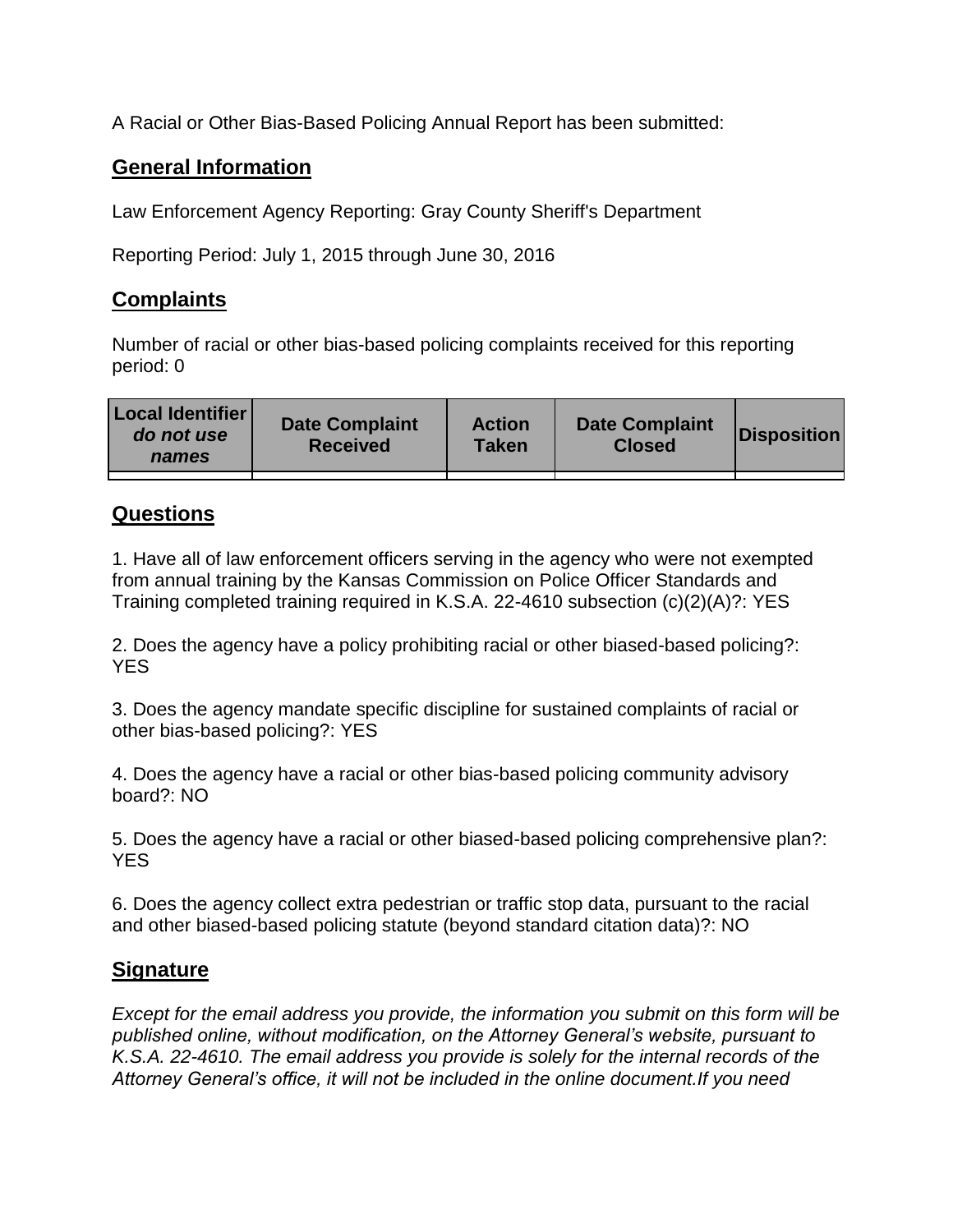A Racial or Other Bias-Based Policing Annual Report has been submitted:

## General Information

Law Enforcement Agency Reporting: Gray County Sheriff's Department

Reporting Period: July 1, 2015 through June 30, 2016

## Complaints

Number of racial or other bias-based policing complaints received for this reporting period: 0

| Local Identifier *do not use names* | Date Complaint Received | Action Taken | Date Complaint Closed | Disposition |
|---|---|---|---|---|
| | | | | |

## Questions

1. Have all of law enforcement officers serving in the agency who were not exempted from annual training by the Kansas Commission on Police Officer Standards and Training completed training required in K.S.A. 22-4610 subsection (c)(2)(A)?: YES

2. Does the agency have a policy prohibiting racial or other biased-based policing?: YES

3. Does the agency mandate specific discipline for sustained complaints of racial or other bias-based policing?: YES

4. Does the agency have a racial or other bias-based policing community advisory board?: NO

5. Does the agency have a racial or other biased-based policing comprehensive plan?: YES

6. Does the agency collect extra pedestrian or traffic stop data, pursuant to the racial and other biased-based policing statute (beyond standard citation data)?: NO

## Signature

*Except for the email address you provide, the information you submit on this form will be published online, without modification, on the Attorney General's website, pursuant to K.S.A. 22-4610. The email address you provide is solely for the internal records of the Attorney General's office, it will not be included in the online document.If you need*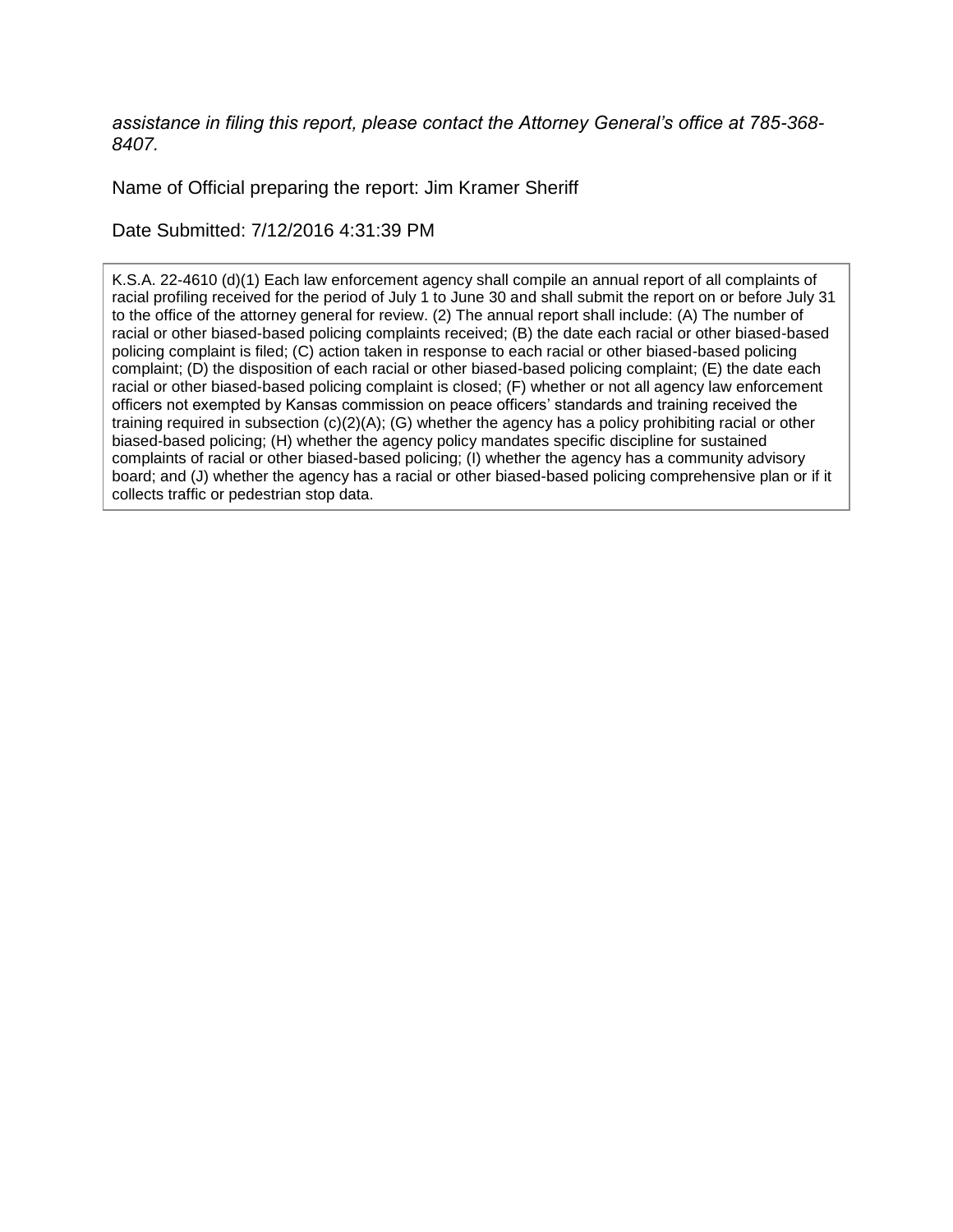*assistance in filing this report, please contact the Attorney General's office at 785-368-8407.*

Name of Official preparing the report: Jim Kramer Sheriff

Date Submitted: 7/12/2016 4:31:39 PM

K.S.A. 22-4610 (d)(1) Each law enforcement agency shall compile an annual report of all complaints of racial profiling received for the period of July 1 to June 30 and shall submit the report on or before July 31 to the office of the attorney general for review. (2) The annual report shall include: (A) The number of racial or other biased-based policing complaints received; (B) the date each racial or other biased-based policing complaint is filed; (C) action taken in response to each racial or other biased-based policing complaint; (D) the disposition of each racial or other biased-based policing complaint; (E) the date each racial or other biased-based policing complaint is closed; (F) whether or not all agency law enforcement officers not exempted by Kansas commission on peace officers' standards and training received the training required in subsection (c)(2)(A); (G) whether the agency has a policy prohibiting racial or other biased-based policing; (H) whether the agency policy mandates specific discipline for sustained complaints of racial or other biased-based policing; (I) whether the agency has a community advisory board; and (J) whether the agency has a racial or other biased-based policing comprehensive plan or if it collects traffic or pedestrian stop data.